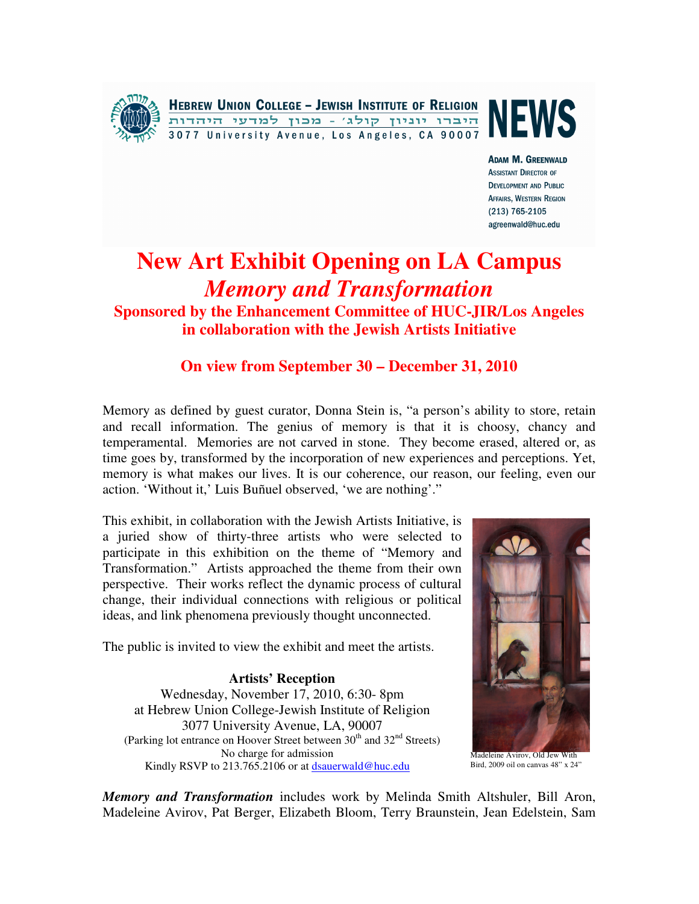**HEBREW UNION COLLEGE – JEWISH INSTITUTE OF RELIGION**
היברו יוניון קולג׳ - מכון למדעי היהדות
3077 University Avenue, Los Angeles, CA 90007

# NEWS

**ADAM M. GREENWALD**
ASSISTANT DIRECTOR OF DEVELOPMENT AND PUBLIC AFFAIRS, WESTERN REGION
(213) 765-2105
agreenwald@huc.edu

# New Art Exhibit Opening on LA Campus
## *Memory and Transformation*
### Sponsored by the Enhancement Committee of HUC-JIR/Los Angeles in collaboration with the Jewish Artists Initiative

### On view from September 30 – December 31, 2010

Memory as defined by guest curator, Donna Stein is, "a person's ability to store, retain and recall information. The genius of memory is that it is choosy, chancy and temperamental. Memories are not carved in stone. They become erased, altered or, as time goes by, transformed by the incorporation of new experiences and perceptions. Yet, memory is what makes our lives. It is our coherence, our reason, our feeling, even our action. 'Without it,' Luis Buñuel observed, 'we are nothing'."

This exhibit, in collaboration with the Jewish Artists Initiative, is a juried show of thirty-three artists who were selected to participate in this exhibition on the theme of "Memory and Transformation." Artists approached the theme from their own perspective. Their works reflect the dynamic process of cultural change, their individual connections with religious or political ideas, and link phenomena previously thought unconnected.

The public is invited to view the exhibit and meet the artists.

**Artists' Reception**
Wednesday, November 17, 2010, 6:30- 8pm
at Hebrew Union College-Jewish Institute of Religion
3077 University Avenue, LA, 90007
(Parking lot entrance on Hoover Street between 30th and 32nd Streets)
No charge for admission
Kindly RSVP to 213.765.2106 or at dsauerwald@huc.edu

Madeleine Avirov, Old Jew With Bird, 2009 oil on canvas 48" x 24"

***Memory and Transformation*** includes work by Melinda Smith Altshuler, Bill Aron, Madeleine Avirov, Pat Berger, Elizabeth Bloom, Terry Braunstein, Jean Edelstein, Sam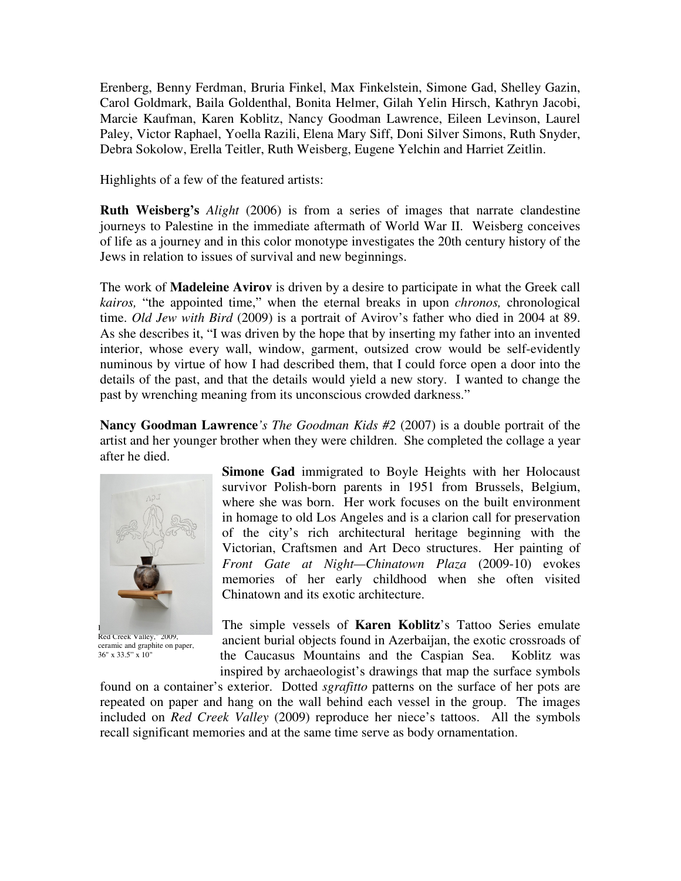Erenberg, Benny Ferdman, Bruria Finkel, Max Finkelstein, Simone Gad, Shelley Gazin, Carol Goldmark, Baila Goldenthal, Bonita Helmer, Gilah Yelin Hirsch, Kathryn Jacobi, Marcie Kaufman, Karen Koblitz, Nancy Goodman Lawrence, Eileen Levinson, Laurel Paley, Victor Raphael, Yoella Razili, Elena Mary Siff, Doni Silver Simons, Ruth Snyder, Debra Sokolow, Erella Teitler, Ruth Weisberg, Eugene Yelchin and Harriet Zeitlin.

Highlights of a few of the featured artists:

**Ruth Weisberg's** *Alight* (2006) is from a series of images that narrate clandestine journeys to Palestine in the immediate aftermath of World War II. Weisberg conceives of life as a journey and in this color monotype investigates the 20th century history of the Jews in relation to issues of survival and new beginnings.

The work of **Madeleine Avirov** is driven by a desire to participate in what the Greek call *kairos,* "the appointed time," when the eternal breaks in upon *chronos,* chronological time. *Old Jew with Bird* (2009) is a portrait of Avirov's father who died in 2004 at 89. As she describes it, "I was driven by the hope that by inserting my father into an invented interior, whose every wall, window, garment, outsized crow would be self-evidently numinous by virtue of how I had described them, that I could force open a door into the details of the past, and that the details would yield a new story. I wanted to change the past by wrenching meaning from its unconscious crowded darkness."

**Nancy Goodman Lawrence***'s The Goodman Kids #2* (2007) is a double portrait of the artist and her younger brother when they were children. She completed the collage a year after he died.

**Simone Gad** immigrated to Boyle Heights with her Holocaust survivor Polish-born parents in 1951 from Brussels, Belgium, where she was born. Her work focuses on the built environment in homage to old Los Angeles and is a clarion call for preservation of the city's rich architectural heritage beginning with the Victorian, Craftsmen and Art Deco structures. Her painting of *Front Gate at Night—Chinatown Plaza* (2009-10) evokes memories of her early childhood when she often visited Chinatown and its exotic architecture.

Red Creek Valley," 2009, ceramic and graphite on paper, 36" x 33.5" x 10"

The simple vessels of **Karen Koblitz**'s Tattoo Series emulate ancient burial objects found in Azerbaijan, the exotic crossroads of the Caucasus Mountains and the Caspian Sea. Koblitz was inspired by archaeologist's drawings that map the surface symbols found on a container's exterior. Dotted *sgrafitto* patterns on the surface of her pots are repeated on paper and hang on the wall behind each vessel in the group. The images included on *Red Creek Valley* (2009) reproduce her niece's tattoos. All the symbols recall significant memories and at the same time serve as body ornamentation.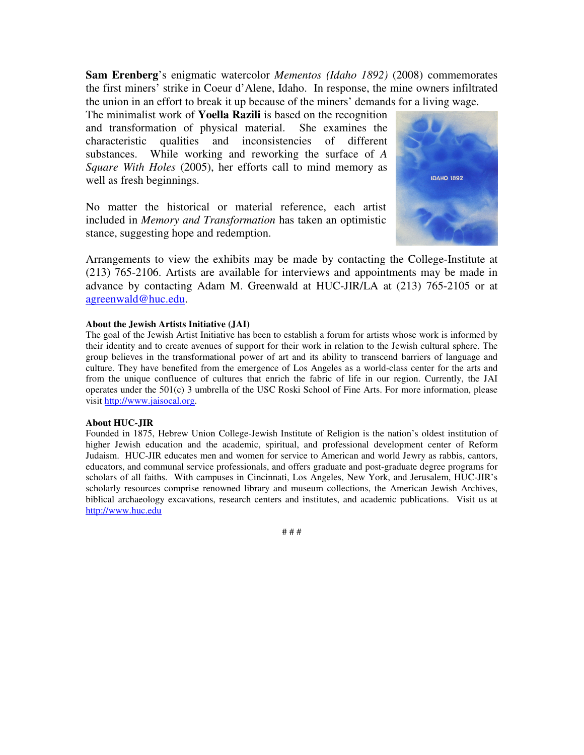**Sam Erenberg**'s enigmatic watercolor *Mementos (Idaho 1892)* (2008) commemorates the first miners' strike in Coeur d'Alene, Idaho. In response, the mine owners infiltrated the union in an effort to break it up because of the miners' demands for a living wage.

The minimalist work of **Yoella Razili** is based on the recognition and transformation of physical material. She examines the characteristic qualities and inconsistencies of different substances. While working and reworking the surface of *A Square With Holes* (2005), her efforts call to mind memory as well as fresh beginnings.

No matter the historical or material reference, each artist included in *Memory and Transformation* has taken an optimistic stance, suggesting hope and redemption.

Arrangements to view the exhibits may be made by contacting the College-Institute at (213) 765-2106. Artists are available for interviews and appointments may be made in advance by contacting Adam M. Greenwald at HUC-JIR/LA at (213) 765-2105 or at agreenwald@huc.edu.

**About the Jewish Artists Initiative (JAI)**

The goal of the Jewish Artist Initiative has been to establish a forum for artists whose work is informed by their identity and to create avenues of support for their work in relation to the Jewish cultural sphere. The group believes in the transformational power of art and its ability to transcend barriers of language and culture. They have benefited from the emergence of Los Angeles as a world-class center for the arts and from the unique confluence of cultures that enrich the fabric of life in our region. Currently, the JAI operates under the 501(c) 3 umbrella of the USC Roski School of Fine Arts. For more information, please visit http://www.jaisocal.org.

**About HUC-JIR**

Founded in 1875, Hebrew Union College-Jewish Institute of Religion is the nation's oldest institution of higher Jewish education and the academic, spiritual, and professional development center of Reform Judaism. HUC-JIR educates men and women for service to American and world Jewry as rabbis, cantors, educators, and communal service professionals, and offers graduate and post-graduate degree programs for scholars of all faiths. With campuses in Cincinnati, Los Angeles, New York, and Jerusalem, HUC-JIR's scholarly resources comprise renowned library and museum collections, the American Jewish Archives, biblical archaeology excavations, research centers and institutes, and academic publications. Visit us at http://www.huc.edu

# # #